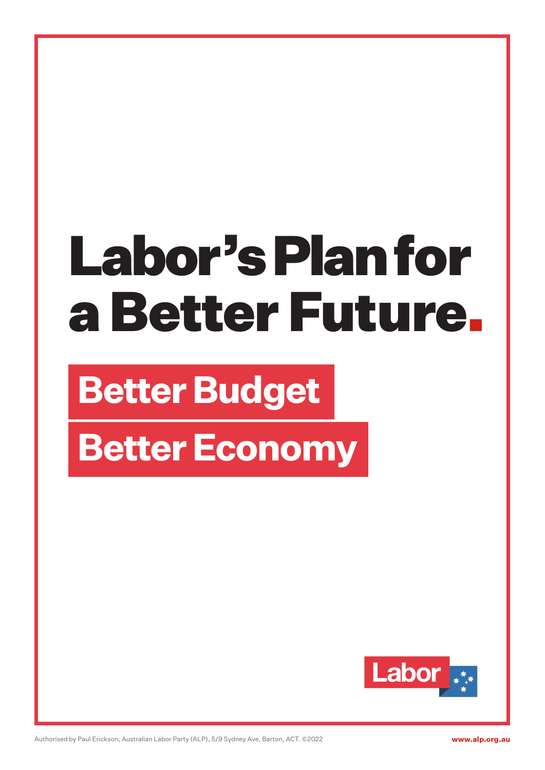# Labor's Plan for a Better Future.

## Better Budget

## Better Economy

Labor

Authorised by Paul Erickson, Australian Labor Party (ALP), 5/9 Sydney Ave, Barton, ACT. ©2022

www.alp.org.au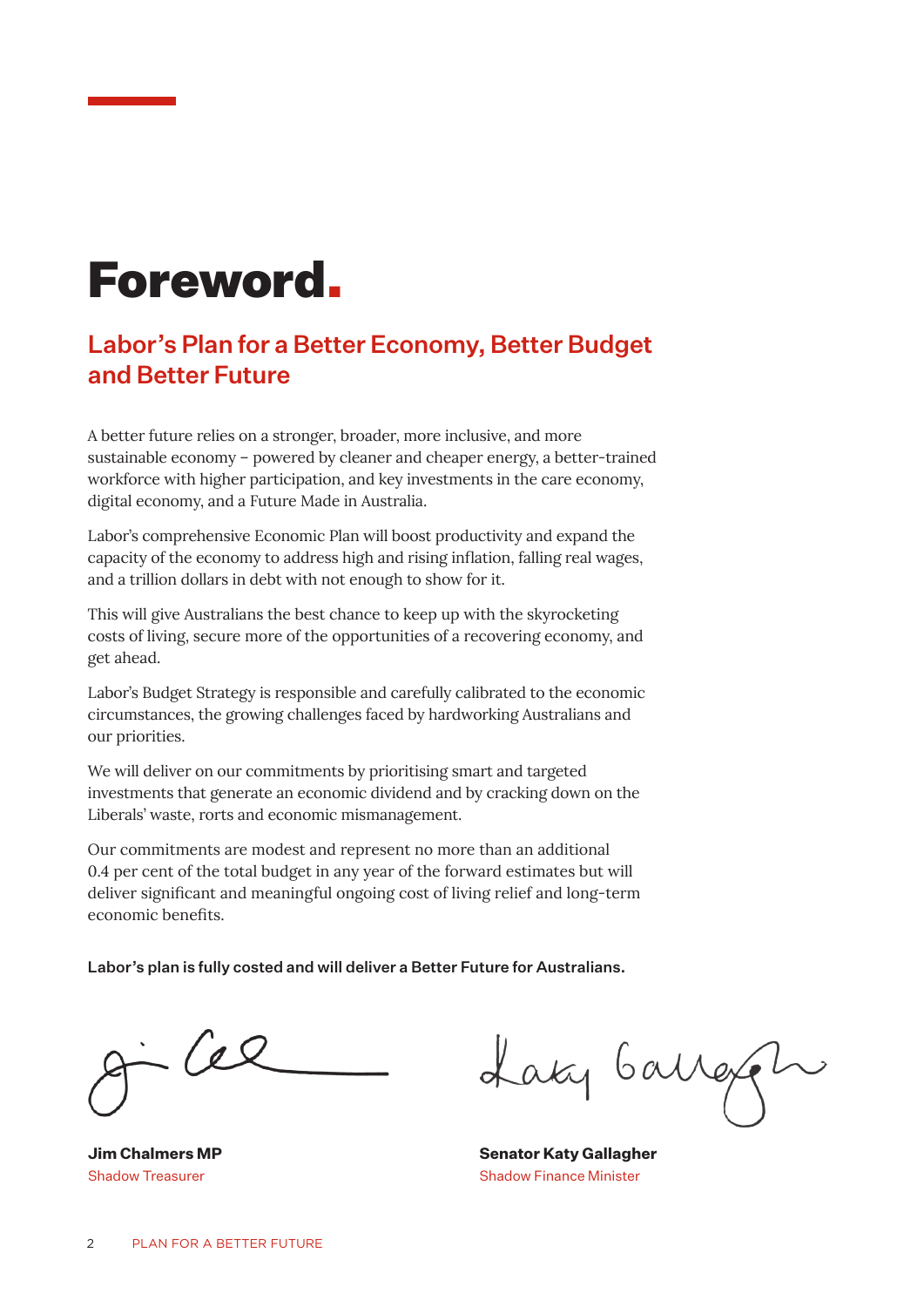# Foreword.

## Labor's Plan for a Better Economy, Better Budget and Better Future

A better future relies on a stronger, broader, more inclusive, and more sustainable economy – powered by cleaner and cheaper energy, a better-trained workforce with higher participation, and key investments in the care economy, digital economy, and a Future Made in Australia.

Labor's comprehensive Economic Plan will boost productivity and expand the capacity of the economy to address high and rising inflation, falling real wages, and a trillion dollars in debt with not enough to show for it.

This will give Australians the best chance to keep up with the skyrocketing costs of living, secure more of the opportunities of a recovering economy, and get ahead.

Labor's Budget Strategy is responsible and carefully calibrated to the economic circumstances, the growing challenges faced by hardworking Australians and our priorities.

We will deliver on our commitments by prioritising smart and targeted investments that generate an economic dividend and by cracking down on the Liberals' waste, rorts and economic mismanagement.

Our commitments are modest and represent no more than an additional 0.4 per cent of the total budget in any year of the forward estimates but will deliver significant and meaningful ongoing cost of living relief and long-term economic benefits.

**Labor's plan is fully costed and will deliver a Better Future for Australians.**

**Jim Chalmers MP**
Shadow Treasurer

**Senator Katy Gallagher**
Shadow Finance Minister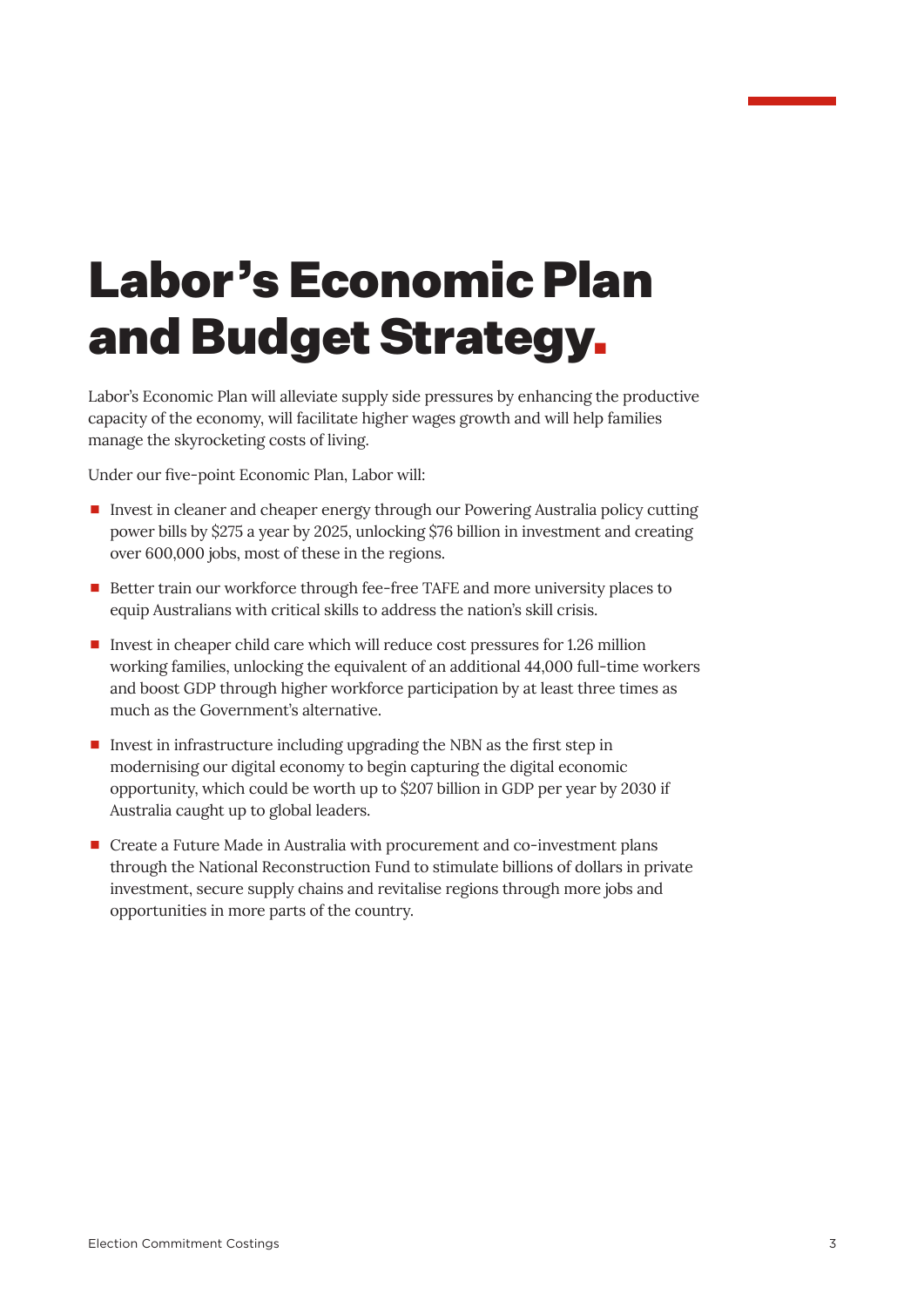# Labor's Economic Plan and Budget Strategy.

Labor's Economic Plan will alleviate supply side pressures by enhancing the productive capacity of the economy, will facilitate higher wages growth and will help families manage the skyrocketing costs of living.

Under our five-point Economic Plan, Labor will:

- Invest in cleaner and cheaper energy through our Powering Australia policy cutting power bills by $275 a year by 2025, unlocking $76 billion in investment and creating over 600,000 jobs, most of these in the regions.
- Better train our workforce through fee-free TAFE and more university places to equip Australians with critical skills to address the nation's skill crisis.
- Invest in cheaper child care which will reduce cost pressures for 1.26 million working families, unlocking the equivalent of an additional 44,000 full-time workers and boost GDP through higher workforce participation by at least three times as much as the Government's alternative.
- Invest in infrastructure including upgrading the NBN as the first step in modernising our digital economy to begin capturing the digital economic opportunity, which could be worth up to $207 billion in GDP per year by 2030 if Australia caught up to global leaders.
- Create a Future Made in Australia with procurement and co-investment plans through the National Reconstruction Fund to stimulate billions of dollars in private investment, secure supply chains and revitalise regions through more jobs and opportunities in more parts of the country.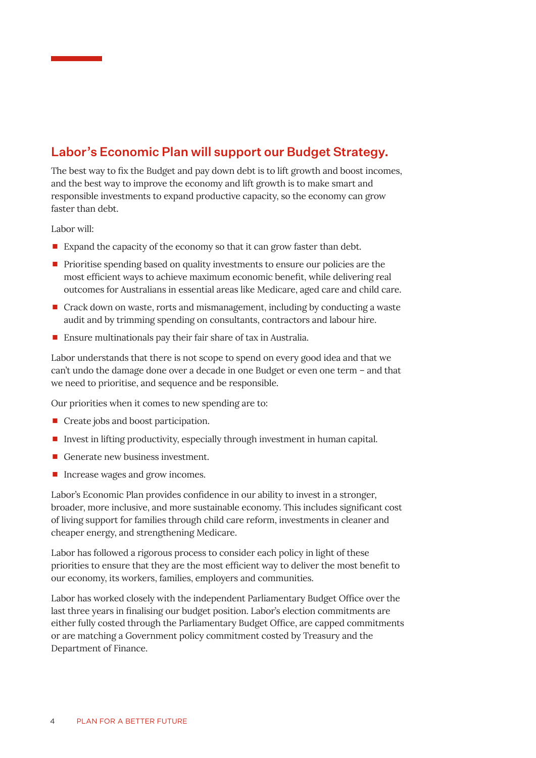## Labor's Economic Plan will support our Budget Strategy.

The best way to fix the Budget and pay down debt is to lift growth and boost incomes, and the best way to improve the economy and lift growth is to make smart and responsible investments to expand productive capacity, so the economy can grow faster than debt.

Labor will:

- Expand the capacity of the economy so that it can grow faster than debt.
- Prioritise spending based on quality investments to ensure our policies are the most efficient ways to achieve maximum economic benefit, while delivering real outcomes for Australians in essential areas like Medicare, aged care and child care.
- Crack down on waste, rorts and mismanagement, including by conducting a waste audit and by trimming spending on consultants, contractors and labour hire.
- Ensure multinationals pay their fair share of tax in Australia.

Labor understands that there is not scope to spend on every good idea and that we can't undo the damage done over a decade in one Budget or even one term – and that we need to prioritise, and sequence and be responsible.

Our priorities when it comes to new spending are to:

- Create jobs and boost participation.
- Invest in lifting productivity, especially through investment in human capital.
- Generate new business investment.
- Increase wages and grow incomes.

Labor's Economic Plan provides confidence in our ability to invest in a stronger, broader, more inclusive, and more sustainable economy. This includes significant cost of living support for families through child care reform, investments in cleaner and cheaper energy, and strengthening Medicare.

Labor has followed a rigorous process to consider each policy in light of these priorities to ensure that they are the most efficient way to deliver the most benefit to our economy, its workers, families, employers and communities.

Labor has worked closely with the independent Parliamentary Budget Office over the last three years in finalising our budget position. Labor's election commitments are either fully costed through the Parliamentary Budget Office, are capped commitments or are matching a Government policy commitment costed by Treasury and the Department of Finance.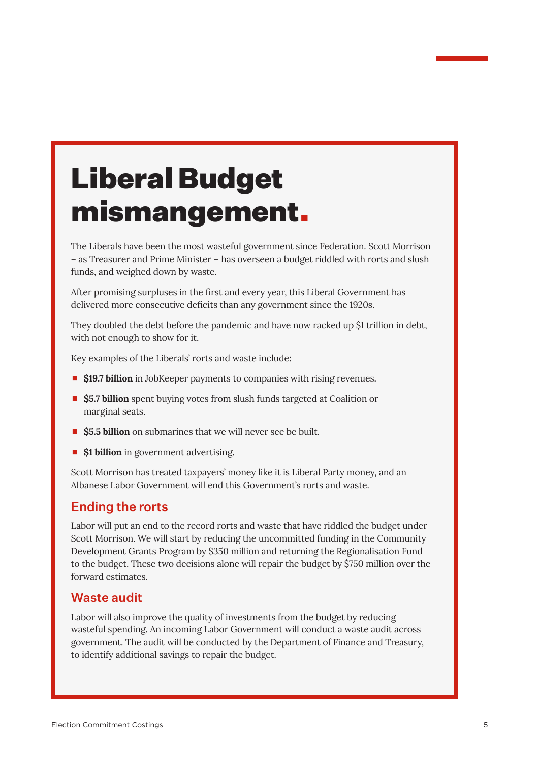# Liberal Budget mismangement.

The Liberals have been the most wasteful government since Federation. Scott Morrison – as Treasurer and Prime Minister – has overseen a budget riddled with rorts and slush funds, and weighed down by waste.

After promising surpluses in the first and every year, this Liberal Government has delivered more consecutive deficits than any government since the 1920s.

They doubled the debt before the pandemic and have now racked up $1 trillion in debt, with not enough to show for it.

Key examples of the Liberals' rorts and waste include:

- **$19.7 billion** in JobKeeper payments to companies with rising revenues.
- **$5.7 billion** spent buying votes from slush funds targeted at Coalition or marginal seats.
- **$5.5 billion** on submarines that we will never see be built.
- **$1 billion** in government advertising.

Scott Morrison has treated taxpayers' money like it is Liberal Party money, and an Albanese Labor Government will end this Government's rorts and waste.

## Ending the rorts

Labor will put an end to the record rorts and waste that have riddled the budget under Scott Morrison. We will start by reducing the uncommitted funding in the Community Development Grants Program by $350 million and returning the Regionalisation Fund to the budget. These two decisions alone will repair the budget by $750 million over the forward estimates.

## Waste audit

Labor will also improve the quality of investments from the budget by reducing wasteful spending. An incoming Labor Government will conduct a waste audit across government. The audit will be conducted by the Department of Finance and Treasury, to identify additional savings to repair the budget.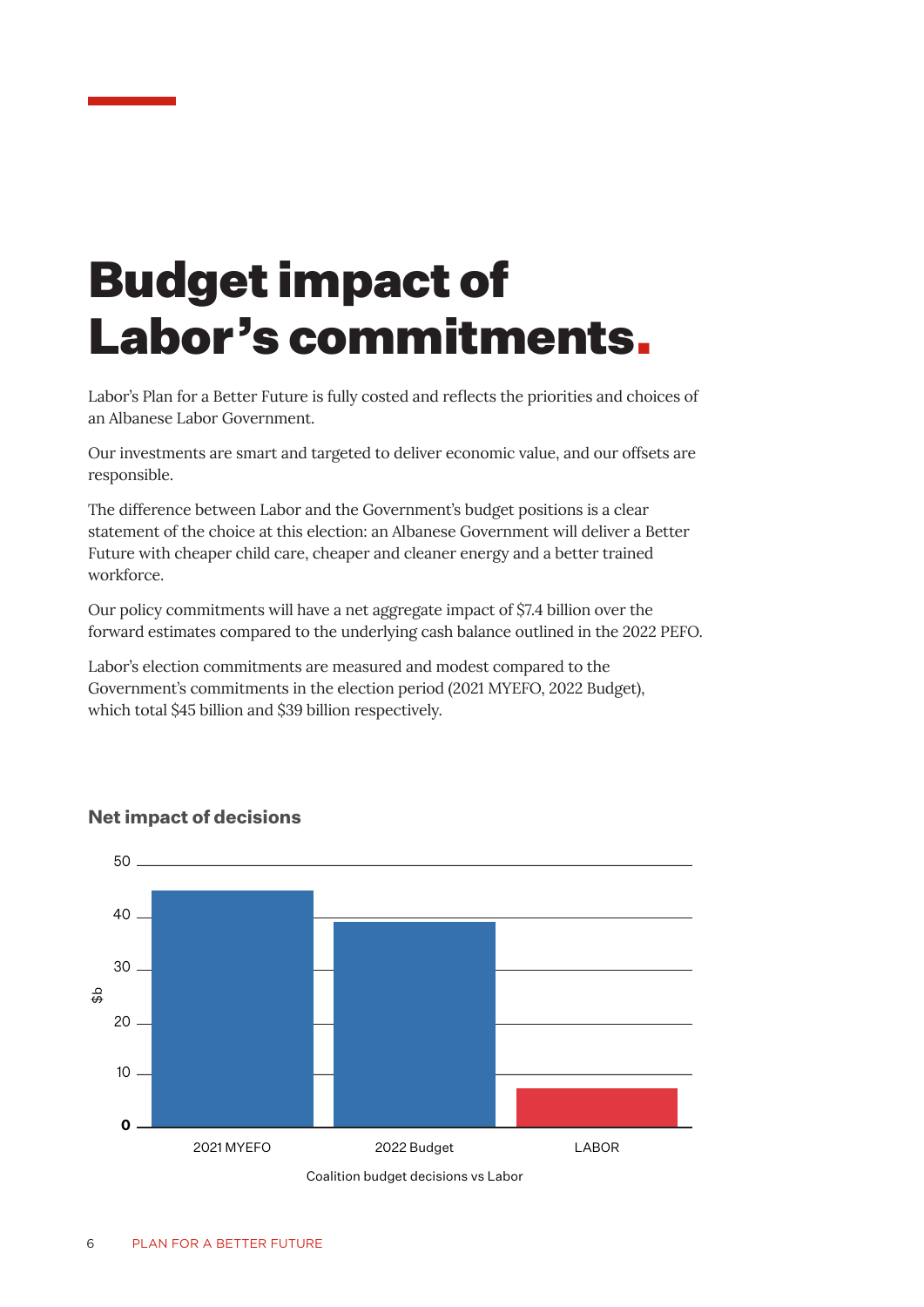# Budget impact of Labor's commitments.

Labor's Plan for a Better Future is fully costed and reflects the priorities and choices of an Albanese Labor Government.

Our investments are smart and targeted to deliver economic value, and our offsets are responsible.

The difference between Labor and the Government's budget positions is a clear statement of the choice at this election: an Albanese Government will deliver a Better Future with cheaper child care, cheaper and cleaner energy and a better trained workforce.

Our policy commitments will have a net aggregate impact of $7.4 billion over the forward estimates compared to the underlying cash balance outlined in the 2022 PEFO.

Labor's election commitments are measured and modest compared to the Government's commitments in the election period (2021 MYEFO, 2022 Budget), which total $45 billion and $39 billion respectively.

### Net impact of decisions

| | $b |
|---|---|
| 2021 MYEFO | 45 |
| 2022 Budget | 39 |
| LABOR | 7.4 |

Coalition budget decisions vs Labor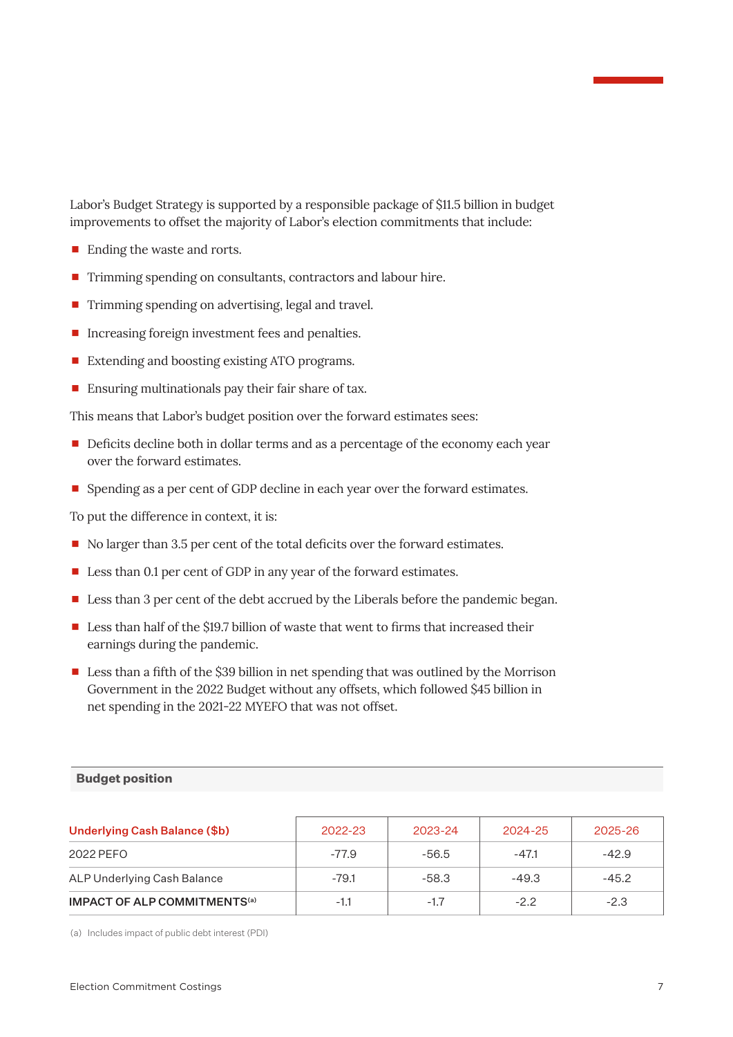Labor's Budget Strategy is supported by a responsible package of $11.5 billion in budget improvements to offset the majority of Labor's election commitments that include:

- Ending the waste and rorts.
- Trimming spending on consultants, contractors and labour hire.
- Trimming spending on advertising, legal and travel.
- Increasing foreign investment fees and penalties.
- Extending and boosting existing ATO programs.
- Ensuring multinationals pay their fair share of tax.

This means that Labor's budget position over the forward estimates sees:

- Deficits decline both in dollar terms and as a percentage of the economy each year over the forward estimates.
- Spending as a per cent of GDP decline in each year over the forward estimates.

To put the difference in context, it is:

- No larger than 3.5 per cent of the total deficits over the forward estimates.
- Less than 0.1 per cent of GDP in any year of the forward estimates.
- Less than 3 per cent of the debt accrued by the Liberals before the pandemic began.
- Less than half of the $19.7 billion of waste that went to firms that increased their earnings during the pandemic.
- Less than a fifth of the $39 billion in net spending that was outlined by the Morrison Government in the 2022 Budget without any offsets, which followed $45 billion in net spending in the 2021-22 MYEFO that was not offset.

**Budget position**

| Underlying Cash Balance ($b) | 2022-23 | 2023-24 | 2024-25 | 2025-26 |
|---|---|---|---|---|
| 2022 PEFO | -77.9 | -56.5 | -47.1 | -42.9 |
| ALP Underlying Cash Balance | -79.1 | -58.3 | -49.3 | -45.2 |
| **IMPACT OF ALP COMMITMENTS[(a)]** | -1.1 | -1.7 | -2.2 | -2.3 |

(a) Includes impact of public debt interest (PDI)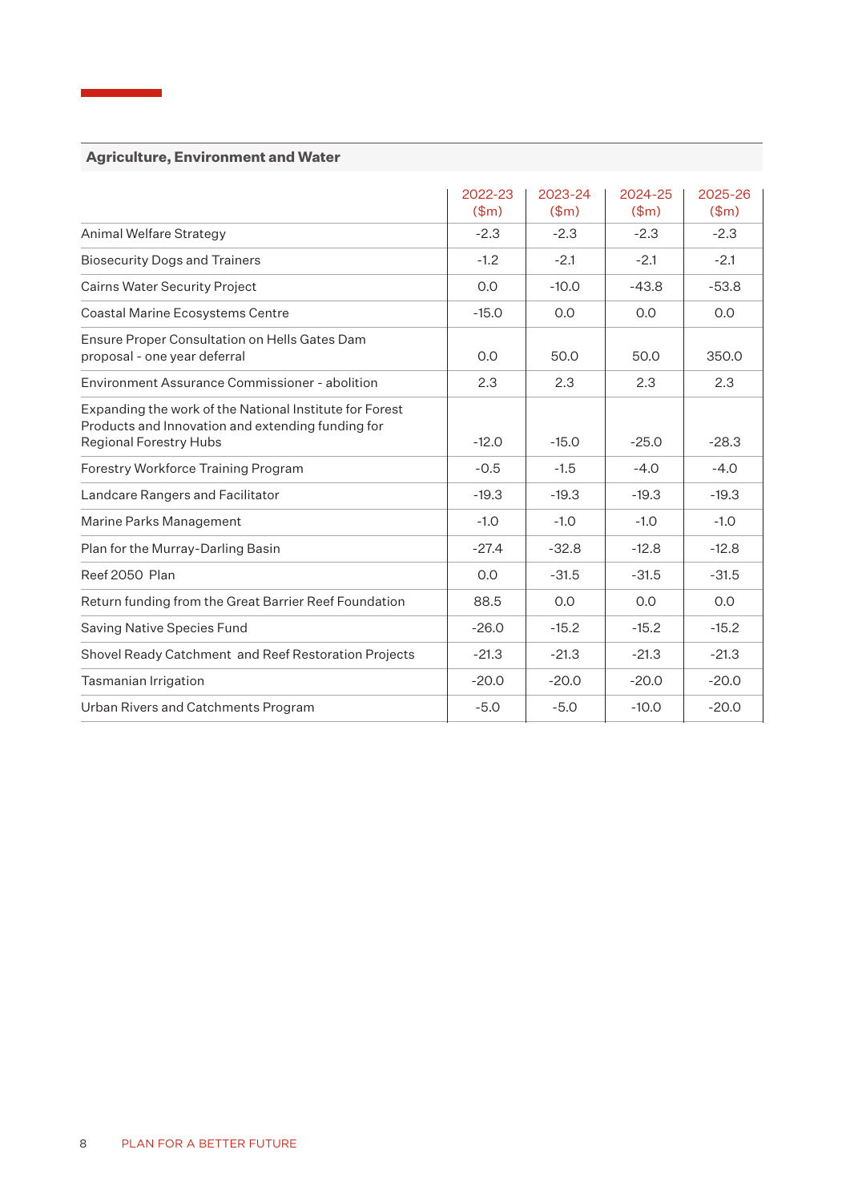## Agriculture, Environment and Water

| | 2022-23 ($m) | 2023-24 ($m) | 2024-25 ($m) | 2025-26 ($m) |
|---|---|---|---|---|
| Animal Welfare Strategy | -2.3 | -2.3 | -2.3 | -2.3 |
| Biosecurity Dogs and Trainers | -1.2 | -2.1 | -2.1 | -2.1 |
| Cairns Water Security Project | 0.0 | -10.0 | -43.8 | -53.8 |
| Coastal Marine Ecosystems Centre | -15.0 | 0.0 | 0.0 | 0.0 |
| Ensure Proper Consultation on Hells Gates Dam proposal - one year deferral | 0.0 | 50.0 | 50.0 | 350.0 |
| Environment Assurance Commissioner - abolition | 2.3 | 2.3 | 2.3 | 2.3 |
| Expanding the work of the National Institute for Forest Products and Innovation and extending funding for Regional Forestry Hubs | -12.0 | -15.0 | -25.0 | -28.3 |
| Forestry Workforce Training Program | -0.5 | -1.5 | -4.0 | -4.0 |
| Landcare Rangers and Facilitator | -19.3 | -19.3 | -19.3 | -19.3 |
| Marine Parks Management | -1.0 | -1.0 | -1.0 | -1.0 |
| Plan for the Murray-Darling Basin | -27.4 | -32.8 | -12.8 | -12.8 |
| Reef 2050 Plan | 0.0 | -31.5 | -31.5 | -31.5 |
| Return funding from the Great Barrier Reef Foundation | 88.5 | 0.0 | 0.0 | 0.0 |
| Saving Native Species Fund | -26.0 | -15.2 | -15.2 | -15.2 |
| Shovel Ready Catchment and Reef Restoration Projects | -21.3 | -21.3 | -21.3 | -21.3 |
| Tasmanian Irrigation | -20.0 | -20.0 | -20.0 | -20.0 |
| Urban Rivers and Catchments Program | -5.0 | -5.0 | -10.0 | -20.0 |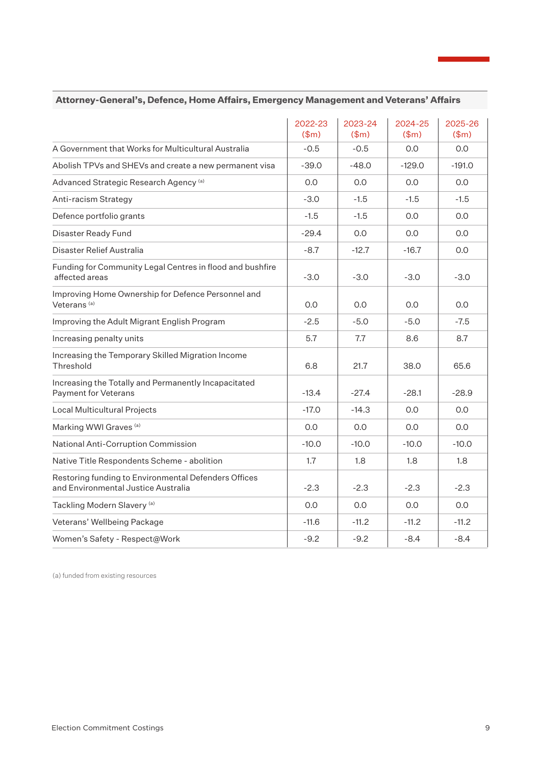## Attorney-General's, Defence, Home Affairs, Emergency Management and Veterans' Affairs

| | 2022-23 ($m) | 2023-24 ($m) | 2024-25 ($m) | 2025-26 ($m) |
|---|---|---|---|---|
| A Government that Works for Multicultural Australia | -0.5 | -0.5 | 0.0 | 0.0 |
| Abolish TPVs and SHEVs and create a new permanent visa | -39.0 | -48.0 | -129.0 | -191.0 |
| Advanced Strategic Research Agency [(a)] | 0.0 | 0.0 | 0.0 | 0.0 |
| Anti-racism Strategy | -3.0 | -1.5 | -1.5 | -1.5 |
| Defence portfolio grants | -1.5 | -1.5 | 0.0 | 0.0 |
| Disaster Ready Fund | -29.4 | 0.0 | 0.0 | 0.0 |
| Disaster Relief Australia | -8.7 | -12.7 | -16.7 | 0.0 |
| Funding for Community Legal Centres in flood and bushfire affected areas | -3.0 | -3.0 | -3.0 | -3.0 |
| Improving Home Ownership for Defence Personnel and Veterans [(a)] | 0.0 | 0.0 | 0.0 | 0.0 |
| Improving the Adult Migrant English Program | -2.5 | -5.0 | -5.0 | -7.5 |
| Increasing penalty units | 5.7 | 7.7 | 8.6 | 8.7 |
| Increasing the Temporary Skilled Migration Income Threshold | 6.8 | 21.7 | 38.0 | 65.6 |
| Increasing the Totally and Permanently Incapacitated Payment for Veterans | -13.4 | -27.4 | -28.1 | -28.9 |
| Local Multicultural Projects | -17.0 | -14.3 | 0.0 | 0.0 |
| Marking WWI Graves [(a)] | 0.0 | 0.0 | 0.0 | 0.0 |
| National Anti-Corruption Commission | -10.0 | -10.0 | -10.0 | -10.0 |
| Native Title Respondents Scheme - abolition | 1.7 | 1.8 | 1.8 | 1.8 |
| Restoring funding to Environmental Defenders Offices and Environmental Justice Australia | -2.3 | -2.3 | -2.3 | -2.3 |
| Tackling Modern Slavery [(a)] | 0.0 | 0.0 | 0.0 | 0.0 |
| Veterans' Wellbeing Package | -11.6 | -11.2 | -11.2 | -11.2 |
| Women's Safety - Respect@Work | -9.2 | -9.2 | -8.4 | -8.4 |

(a) funded from existing resources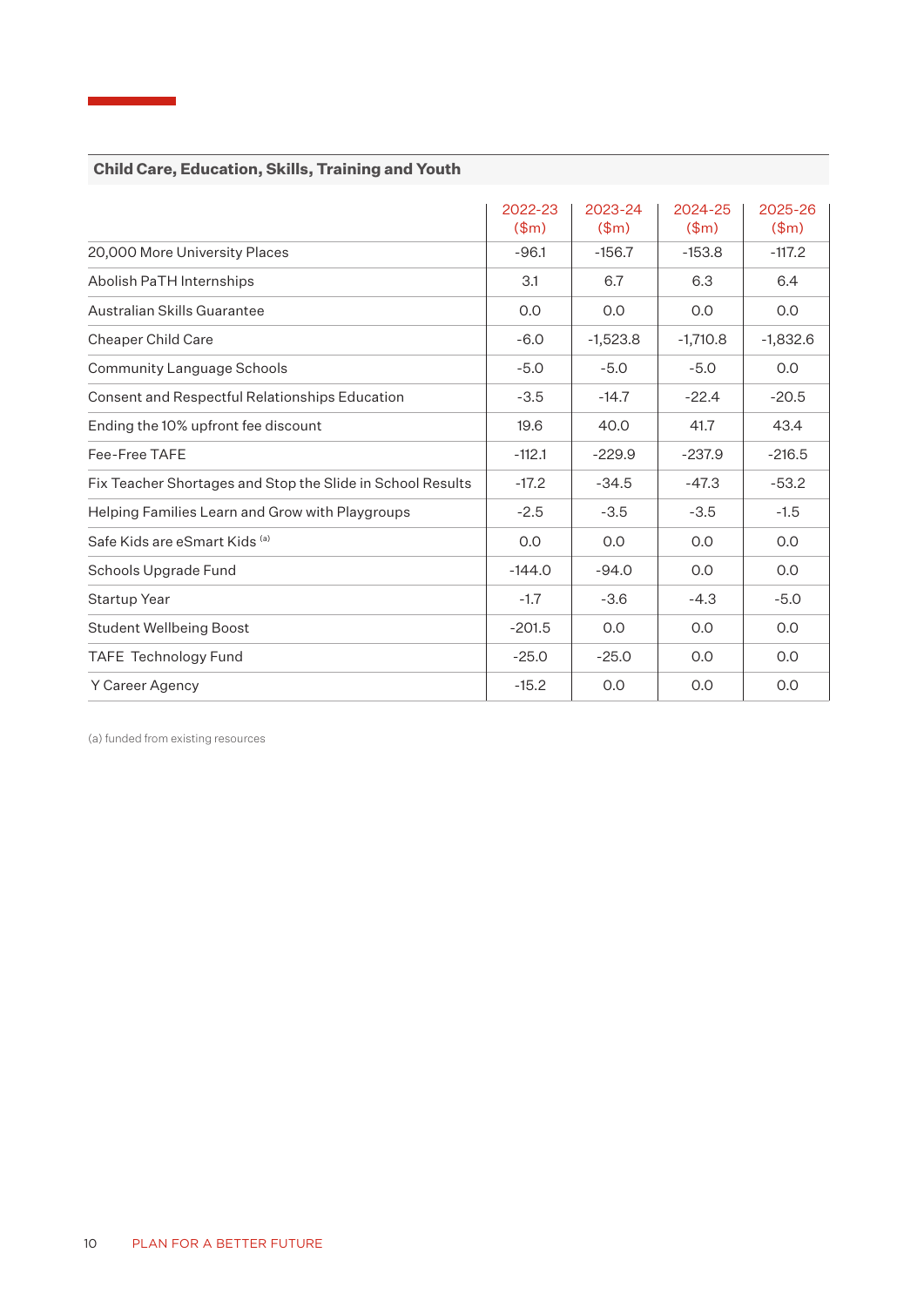## Child Care, Education, Skills, Training and Youth

| | 2022-23 ($m) | 2023-24 ($m) | 2024-25 ($m) | 2025-26 ($m) |
|---|---|---|---|---|
| 20,000 More University Places | -96.1 | -156.7 | -153.8 | -117.2 |
| Abolish PaTH Internships | 3.1 | 6.7 | 6.3 | 6.4 |
| Australian Skills Guarantee | 0.0 | 0.0 | 0.0 | 0.0 |
| Cheaper Child Care | -6.0 | -1,523.8 | -1,710.8 | -1,832.6 |
| Community Language Schools | -5.0 | -5.0 | -5.0 | 0.0 |
| Consent and Respectful Relationships Education | -3.5 | -14.7 | -22.4 | -20.5 |
| Ending the 10% upfront fee discount | 19.6 | 40.0 | 41.7 | 43.4 |
| Fee-Free TAFE | -112.1 | -229.9 | -237.9 | -216.5 |
| Fix Teacher Shortages and Stop the Slide in School Results | -17.2 | -34.5 | -47.3 | -53.2 |
| Helping Families Learn and Grow with Playgroups | -2.5 | -3.5 | -3.5 | -1.5 |
| Safe Kids are eSmart Kids [(a)] | 0.0 | 0.0 | 0.0 | 0.0 |
| Schools Upgrade Fund | -144.0 | -94.0 | 0.0 | 0.0 |
| Startup Year | -1.7 | -3.6 | -4.3 | -5.0 |
| Student Wellbeing Boost | -201.5 | 0.0 | 0.0 | 0.0 |
| TAFE Technology Fund | -25.0 | -25.0 | 0.0 | 0.0 |
| Y Career Agency | -15.2 | 0.0 | 0.0 | 0.0 |

(a) funded from existing resources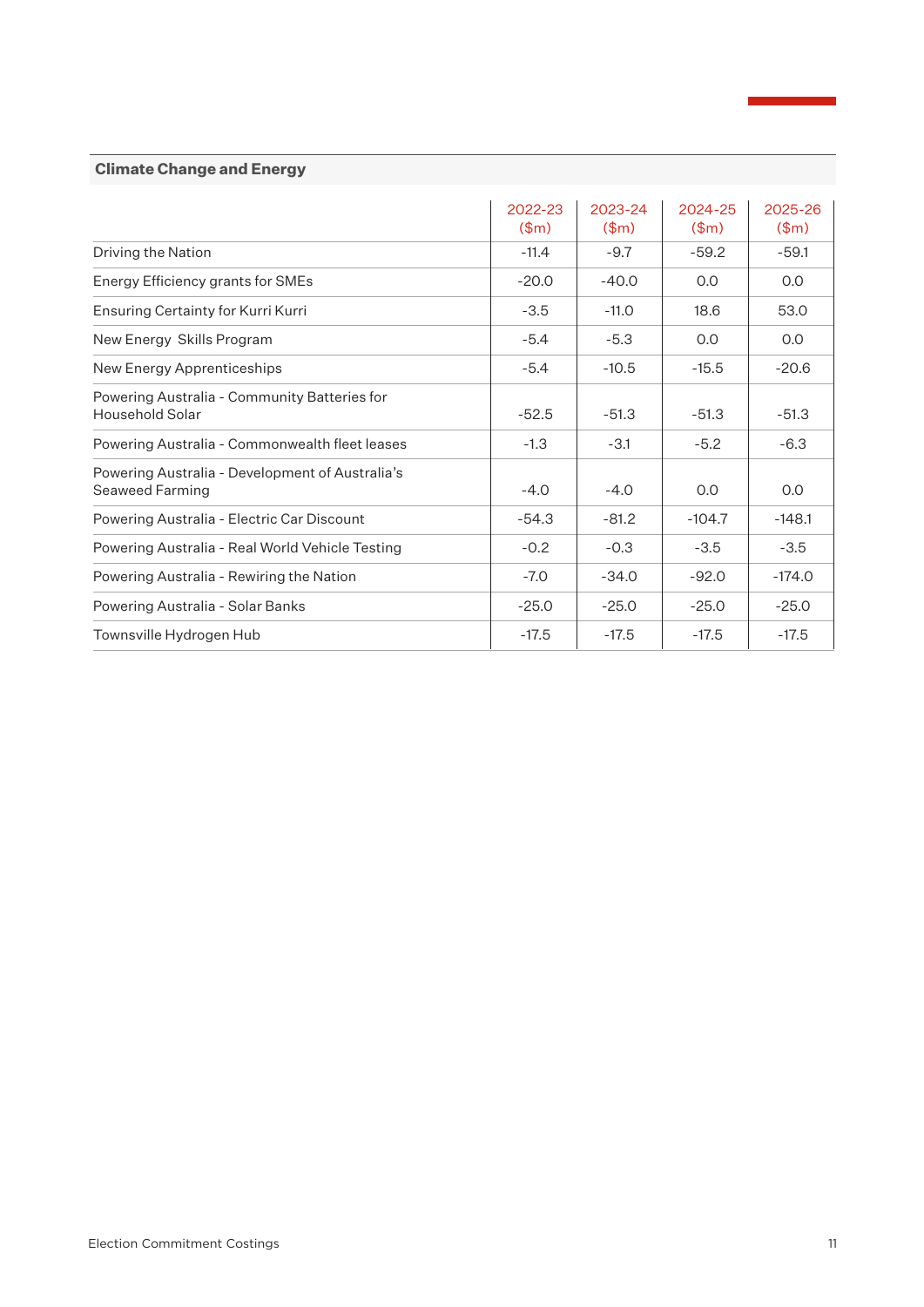## Climate Change and Energy

| | 2022-23 ($m) | 2023-24 ($m) | 2024-25 ($m) | 2025-26 ($m) |
|---|---|---|---|---|
| Driving the Nation | -11.4 | -9.7 | -59.2 | -59.1 |
| Energy Efficiency grants for SMEs | -20.0 | -40.0 | 0.0 | 0.0 |
| Ensuring Certainty for Kurri Kurri | -3.5 | -11.0 | 18.6 | 53.0 |
| New Energy Skills Program | -5.4 | -5.3 | 0.0 | 0.0 |
| New Energy Apprenticeships | -5.4 | -10.5 | -15.5 | -20.6 |
| Powering Australia - Community Batteries for Household Solar | -52.5 | -51.3 | -51.3 | -51.3 |
| Powering Australia - Commonwealth fleet leases | -1.3 | -3.1 | -5.2 | -6.3 |
| Powering Australia - Development of Australia's Seaweed Farming | -4.0 | -4.0 | 0.0 | 0.0 |
| Powering Australia - Electric Car Discount | -54.3 | -81.2 | -104.7 | -148.1 |
| Powering Australia - Real World Vehicle Testing | -0.2 | -0.3 | -3.5 | -3.5 |
| Powering Australia - Rewiring the Nation | -7.0 | -34.0 | -92.0 | -174.0 |
| Powering Australia - Solar Banks | -25.0 | -25.0 | -25.0 | -25.0 |
| Townsville Hydrogen Hub | -17.5 | -17.5 | -17.5 | -17.5 |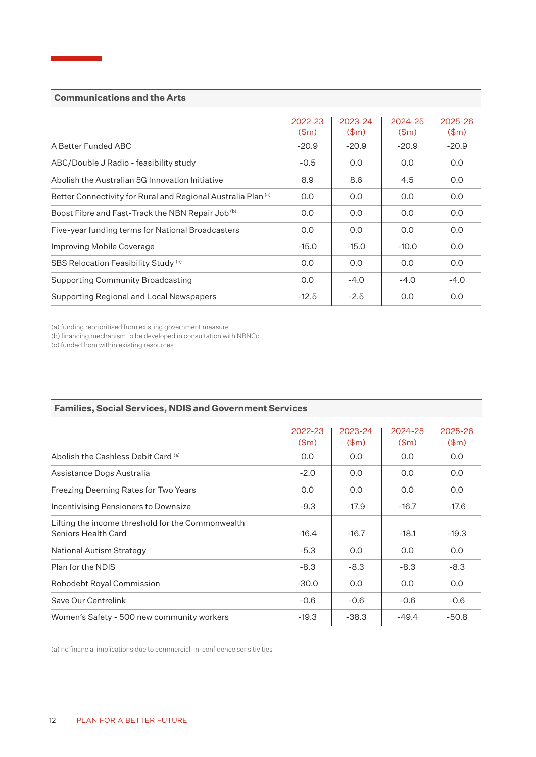## Communications and the Arts

| | 2022-23 ($m) | 2023-24 ($m) | 2024-25 ($m) | 2025-26 ($m) |
|---|---|---|---|---|
| A Better Funded ABC | -20.9 | -20.9 | -20.9 | -20.9 |
| ABC/Double J Radio - feasibility study | -0.5 | 0.0 | 0.0 | 0.0 |
| Abolish the Australian 5G Innovation Initiative | 8.9 | 8.6 | 4.5 | 0.0 |
| Better Connectivity for Rural and Regional Australia Plan [a] | 0.0 | 0.0 | 0.0 | 0.0 |
| Boost Fibre and Fast-Track the NBN Repair Job [b] | 0.0 | 0.0 | 0.0 | 0.0 |
| Five-year funding terms for National Broadcasters | 0.0 | 0.0 | 0.0 | 0.0 |
| Improving Mobile Coverage | -15.0 | -15.0 | -10.0 | 0.0 |
| SBS Relocation Feasibility Study [c] | 0.0 | 0.0 | 0.0 | 0.0 |
| Supporting Community Broadcasting | 0.0 | -4.0 | -4.0 | -4.0 |
| Supporting Regional and Local Newspapers | -12.5 | -2.5 | 0.0 | 0.0 |

(a) funding reprioritised from existing government measure
(b) financing mechanism to be developed in consultation with NBNCo
(c) funded from within existing resources

## Families, Social Services, NDIS and Government Services

| | 2022-23 ($m) | 2023-24 ($m) | 2024-25 ($m) | 2025-26 ($m) |
|---|---|---|---|---|
| Abolish the Cashless Debit Card [a] | 0.0 | 0.0 | 0.0 | 0.0 |
| Assistance Dogs Australia | -2.0 | 0.0 | 0.0 | 0.0 |
| Freezing Deeming Rates for Two Years | 0.0 | 0.0 | 0.0 | 0.0 |
| Incentivising Pensioners to Downsize | -9.3 | -17.9 | -16.7 | -17.6 |
| Lifting the income threshold for the Commonwealth Seniors Health Card | -16.4 | -16.7 | -18.1 | -19.3 |
| National Autism Strategy | -5.3 | 0.0 | 0.0 | 0.0 |
| Plan for the NDIS | -8.3 | -8.3 | -8.3 | -8.3 |
| Robodebt Royal Commission | -30.0 | 0.0 | 0.0 | 0.0 |
| Save Our Centrelink | -0.6 | -0.6 | -0.6 | -0.6 |
| Women's Safety - 500 new community workers | -19.3 | -38.3 | -49.4 | -50.8 |

(a) no financial implications due to commercial-in-confidence sensitivities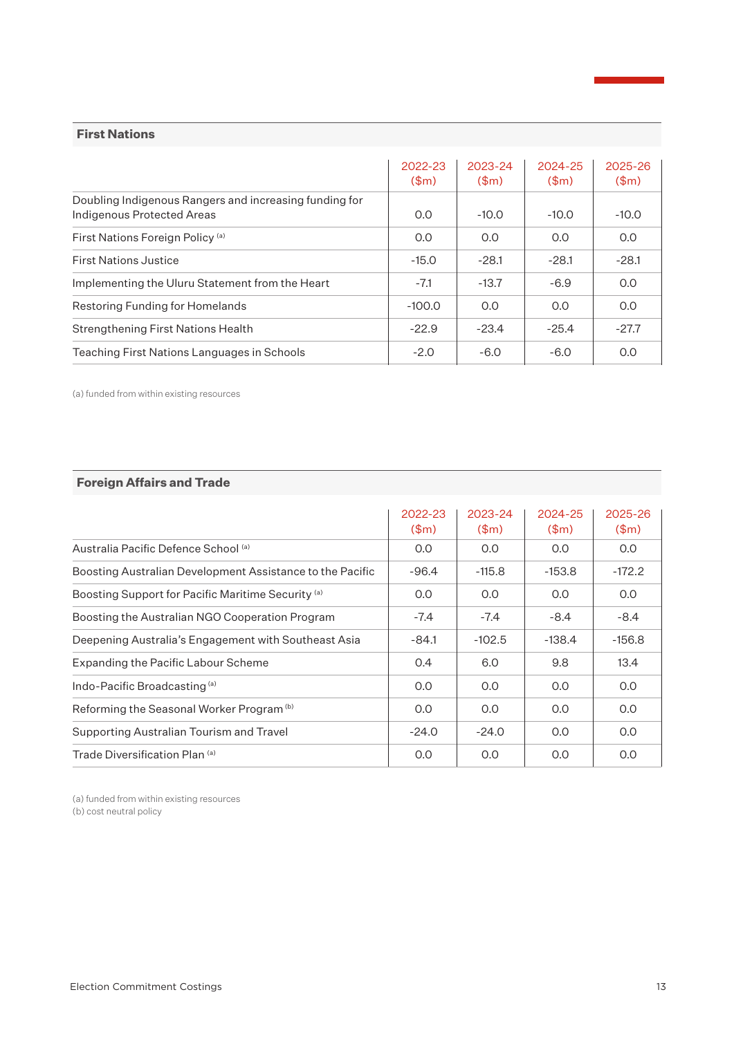## First Nations

| | 2022-23 ($m) | 2023-24 ($m) | 2024-25 ($m) | 2025-26 ($m) |
|---|---|---|---|---|
| Doubling Indigenous Rangers and increasing funding for Indigenous Protected Areas | 0.0 | -10.0 | -10.0 | -10.0 |
| First Nations Foreign Policy [(a)] | 0.0 | 0.0 | 0.0 | 0.0 |
| First Nations Justice | -15.0 | -28.1 | -28.1 | -28.1 |
| Implementing the Uluru Statement from the Heart | -7.1 | -13.7 | -6.9 | 0.0 |
| Restoring Funding for Homelands | -100.0 | 0.0 | 0.0 | 0.0 |
| Strengthening First Nations Health | -22.9 | -23.4 | -25.4 | -27.7 |
| Teaching First Nations Languages in Schools | -2.0 | -6.0 | -6.0 | 0.0 |

(a) funded from within existing resources

## Foreign Affairs and Trade

| | 2022-23 ($m) | 2023-24 ($m) | 2024-25 ($m) | 2025-26 ($m) |
|---|---|---|---|---|
| Australia Pacific Defence School [(a)] | 0.0 | 0.0 | 0.0 | 0.0 |
| Boosting Australian Development Assistance to the Pacific | -96.4 | -115.8 | -153.8 | -172.2 |
| Boosting Support for Pacific Maritime Security [(a)] | 0.0 | 0.0 | 0.0 | 0.0 |
| Boosting the Australian NGO Cooperation Program | -7.4 | -7.4 | -8.4 | -8.4 |
| Deepening Australia's Engagement with Southeast Asia | -84.1 | -102.5 | -138.4 | -156.8 |
| Expanding the Pacific Labour Scheme | 0.4 | 6.0 | 9.8 | 13.4 |
| Indo-Pacific Broadcasting [(a)] | 0.0 | 0.0 | 0.0 | 0.0 |
| Reforming the Seasonal Worker Program [(b)] | 0.0 | 0.0 | 0.0 | 0.0 |
| Supporting Australian Tourism and Travel | -24.0 | -24.0 | 0.0 | 0.0 |
| Trade Diversification Plan [(a)] | 0.0 | 0.0 | 0.0 | 0.0 |

(a) funded from within existing resources
(b) cost neutral policy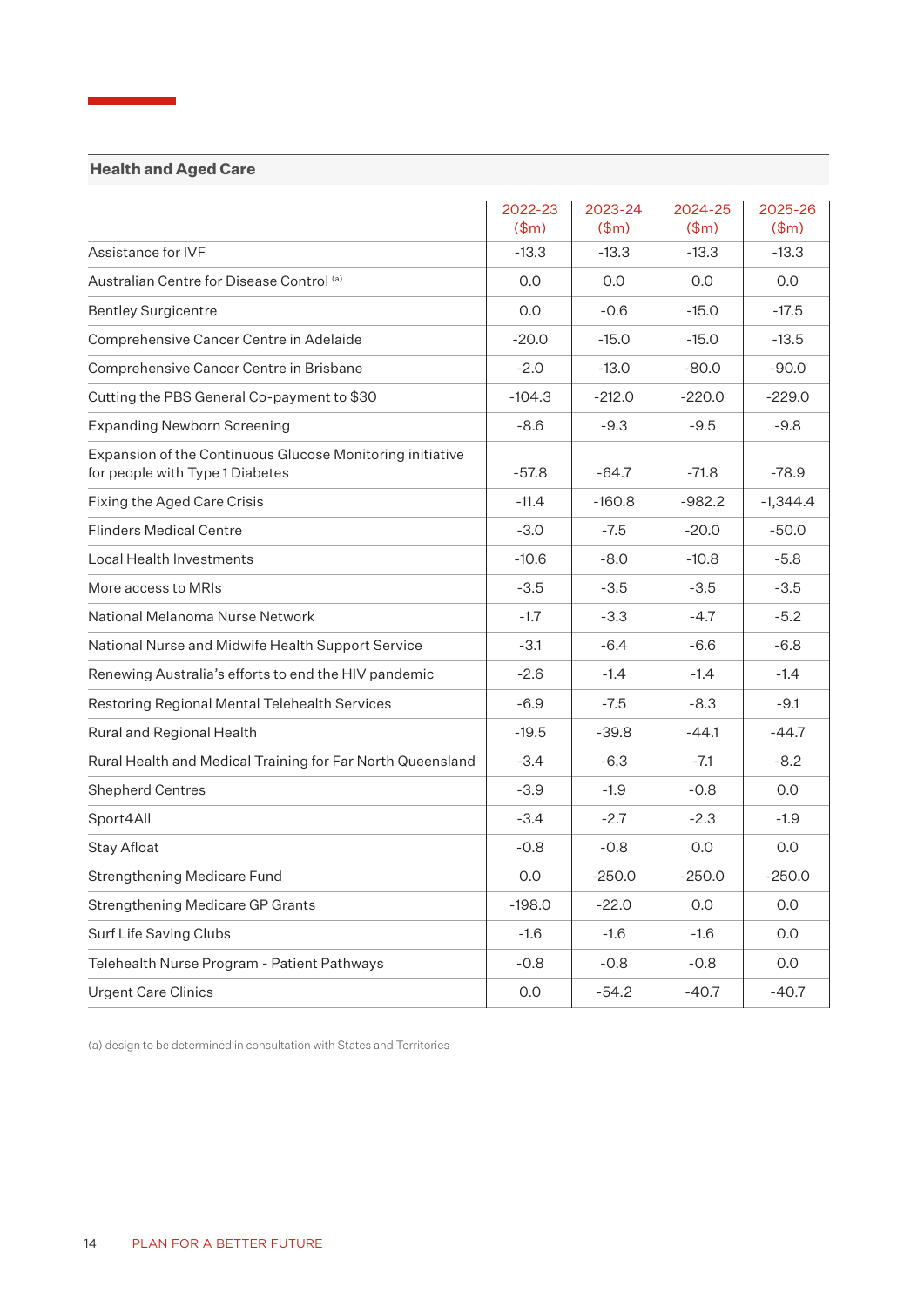## Health and Aged Care

| | 2022-23 ($m) | 2023-24 ($m) | 2024-25 ($m) | 2025-26 ($m) |
|---|---|---|---|---|
| Assistance for IVF | -13.3 | -13.3 | -13.3 | -13.3 |
| Australian Centre for Disease Control [(a)] | 0.0 | 0.0 | 0.0 | 0.0 |
| Bentley Surgicentre | 0.0 | -0.6 | -15.0 | -17.5 |
| Comprehensive Cancer Centre in Adelaide | -20.0 | -15.0 | -15.0 | -13.5 |
| Comprehensive Cancer Centre in Brisbane | -2.0 | -13.0 | -80.0 | -90.0 |
| Cutting the PBS General Co-payment to $30 | -104.3 | -212.0 | -220.0 | -229.0 |
| Expanding Newborn Screening | -8.6 | -9.3 | -9.5 | -9.8 |
| Expansion of the Continuous Glucose Monitoring initiative for people with Type 1 Diabetes | -57.8 | -64.7 | -71.8 | -78.9 |
| Fixing the Aged Care Crisis | -11.4 | -160.8 | -982.2 | -1,344.4 |
| Flinders Medical Centre | -3.0 | -7.5 | -20.0 | -50.0 |
| Local Health Investments | -10.6 | -8.0 | -10.8 | -5.8 |
| More access to MRIs | -3.5 | -3.5 | -3.5 | -3.5 |
| National Melanoma Nurse Network | -1.7 | -3.3 | -4.7 | -5.2 |
| National Nurse and Midwife Health Support Service | -3.1 | -6.4 | -6.6 | -6.8 |
| Renewing Australia's efforts to end the HIV pandemic | -2.6 | -1.4 | -1.4 | -1.4 |
| Restoring Regional Mental Telehealth Services | -6.9 | -7.5 | -8.3 | -9.1 |
| Rural and Regional Health | -19.5 | -39.8 | -44.1 | -44.7 |
| Rural Health and Medical Training for Far North Queensland | -3.4 | -6.3 | -7.1 | -8.2 |
| Shepherd Centres | -3.9 | -1.9 | -0.8 | 0.0 |
| Sport4All | -3.4 | -2.7 | -2.3 | -1.9 |
| Stay Afloat | -0.8 | -0.8 | 0.0 | 0.0 |
| Strengthening Medicare Fund | 0.0 | -250.0 | -250.0 | -250.0 |
| Strengthening Medicare GP Grants | -198.0 | -22.0 | 0.0 | 0.0 |
| Surf Life Saving Clubs | -1.6 | -1.6 | -1.6 | 0.0 |
| Telehealth Nurse Program - Patient Pathways | -0.8 | -0.8 | -0.8 | 0.0 |
| Urgent Care Clinics | 0.0 | -54.2 | -40.7 | -40.7 |

(a) design to be determined in consultation with States and Territories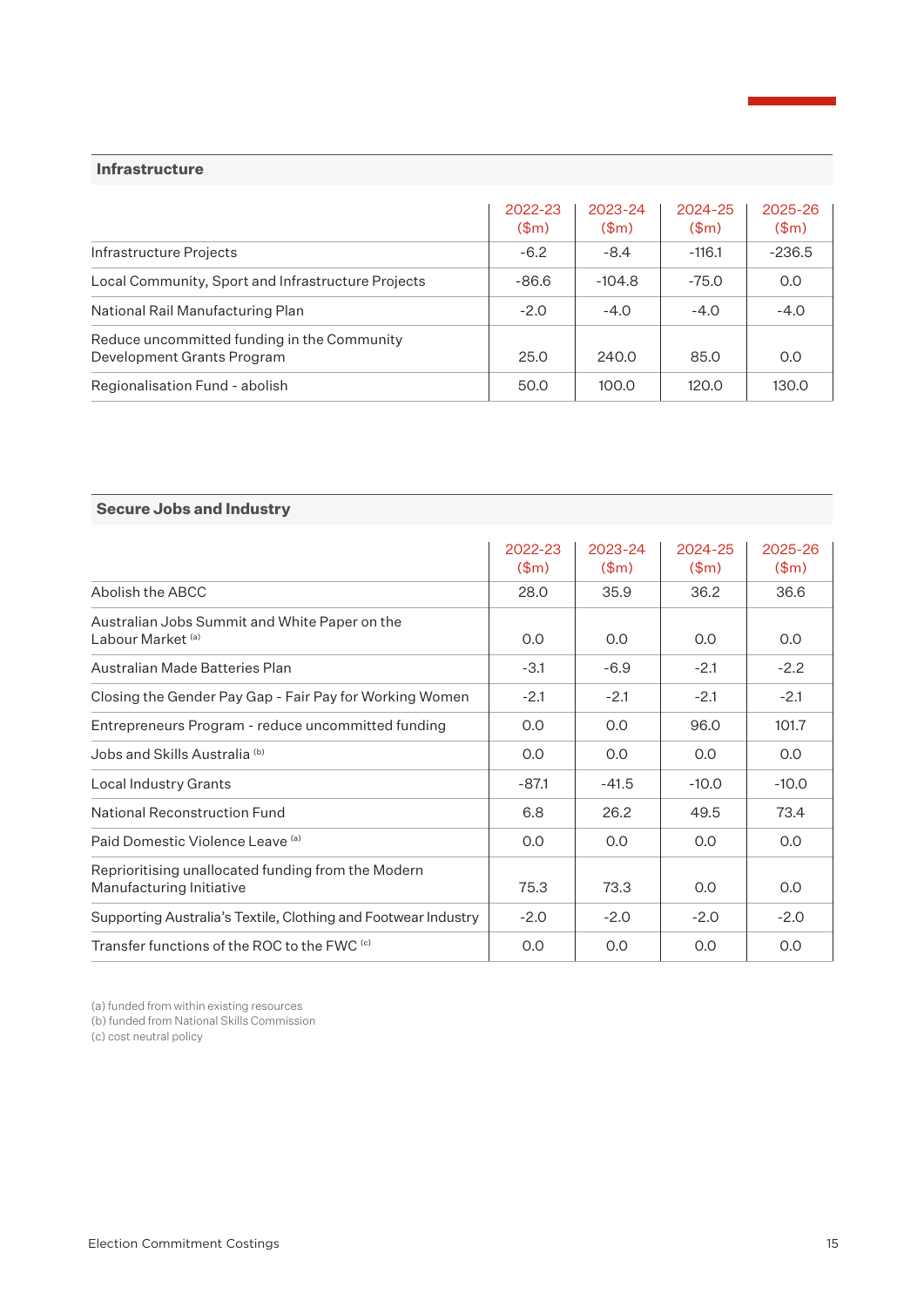## Infrastructure

| | 2022-23 ($m) | 2023-24 ($m) | 2024-25 ($m) | 2025-26 ($m) |
|---|---|---|---|---|
| Infrastructure Projects | -6.2 | -8.4 | -116.1 | -236.5 |
| Local Community, Sport and Infrastructure Projects | -86.6 | -104.8 | -75.0 | 0.0 |
| National Rail Manufacturing Plan | -2.0 | -4.0 | -4.0 | -4.0 |
| Reduce uncommitted funding in the Community Development Grants Program | 25.0 | 240.0 | 85.0 | 0.0 |
| Regionalisation Fund - abolish | 50.0 | 100.0 | 120.0 | 130.0 |

## Secure Jobs and Industry

| | 2022-23 ($m) | 2023-24 ($m) | 2024-25 ($m) | 2025-26 ($m) |
|---|---|---|---|---|
| Abolish the ABCC | 28.0 | 35.9 | 36.2 | 36.6 |
| Australian Jobs Summit and White Paper on the Labour Market [(a)] | 0.0 | 0.0 | 0.0 | 0.0 |
| Australian Made Batteries Plan | -3.1 | -6.9 | -2.1 | -2.2 |
| Closing the Gender Pay Gap - Fair Pay for Working Women | -2.1 | -2.1 | -2.1 | -2.1 |
| Entrepreneurs Program - reduce uncommitted funding | 0.0 | 0.0 | 96.0 | 101.7 |
| Jobs and Skills Australia [(b)] | 0.0 | 0.0 | 0.0 | 0.0 |
| Local Industry Grants | -87.1 | -41.5 | -10.0 | -10.0 |
| National Reconstruction Fund | 6.8 | 26.2 | 49.5 | 73.4 |
| Paid Domestic Violence Leave [(a)] | 0.0 | 0.0 | 0.0 | 0.0 |
| Reprioritising unallocated funding from the Modern Manufacturing Initiative | 75.3 | 73.3 | 0.0 | 0.0 |
| Supporting Australia's Textile, Clothing and Footwear Industry | -2.0 | -2.0 | -2.0 | -2.0 |
| Transfer functions of the ROC to the FWC [(c)] | 0.0 | 0.0 | 0.0 | 0.0 |

(a) funded from within existing resources
(b) funded from National Skills Commission
(c) cost neutral policy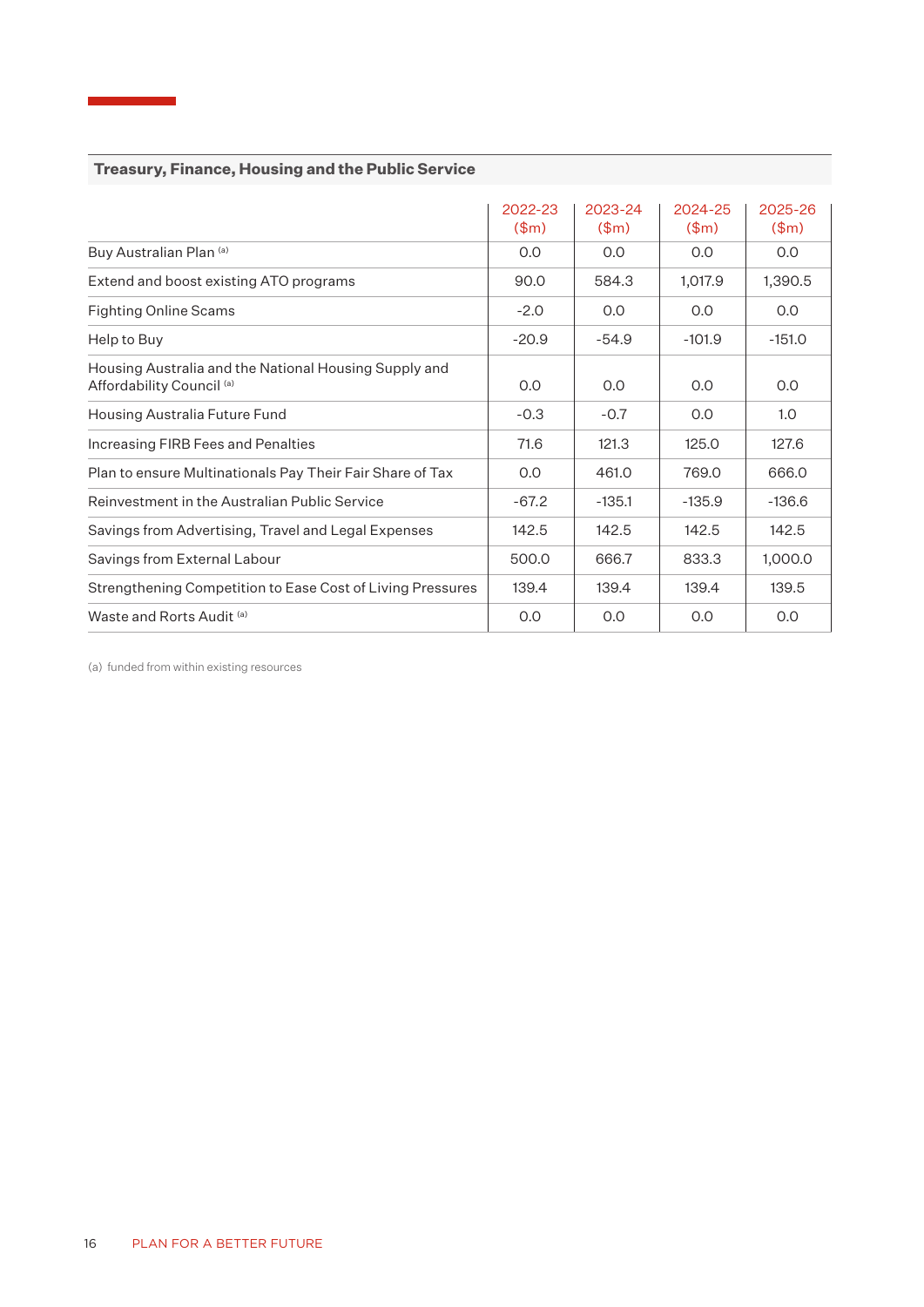## Treasury, Finance, Housing and the Public Service

| | 2022-23 ($m) | 2023-24 ($m) | 2024-25 ($m) | 2025-26 ($m) |
|---|---|---|---|---|
| Buy Australian Plan [(a)] | 0.0 | 0.0 | 0.0 | 0.0 |
| Extend and boost existing ATO programs | 90.0 | 584.3 | 1,017.9 | 1,390.5 |
| Fighting Online Scams | -2.0 | 0.0 | 0.0 | 0.0 |
| Help to Buy | -20.9 | -54.9 | -101.9 | -151.0 |
| Housing Australia and the National Housing Supply and Affordability Council [(a)] | 0.0 | 0.0 | 0.0 | 0.0 |
| Housing Australia Future Fund | -0.3 | -0.7 | 0.0 | 1.0 |
| Increasing FIRB Fees and Penalties | 71.6 | 121.3 | 125.0 | 127.6 |
| Plan to ensure Multinationals Pay Their Fair Share of Tax | 0.0 | 461.0 | 769.0 | 666.0 |
| Reinvestment in the Australian Public Service | -67.2 | -135.1 | -135.9 | -136.6 |
| Savings from Advertising, Travel and Legal Expenses | 142.5 | 142.5 | 142.5 | 142.5 |
| Savings from External Labour | 500.0 | 666.7 | 833.3 | 1,000.0 |
| Strengthening Competition to Ease Cost of Living Pressures | 139.4 | 139.4 | 139.4 | 139.5 |
| Waste and Rorts Audit [(a)] | 0.0 | 0.0 | 0.0 | 0.0 |

(a) funded from within existing resources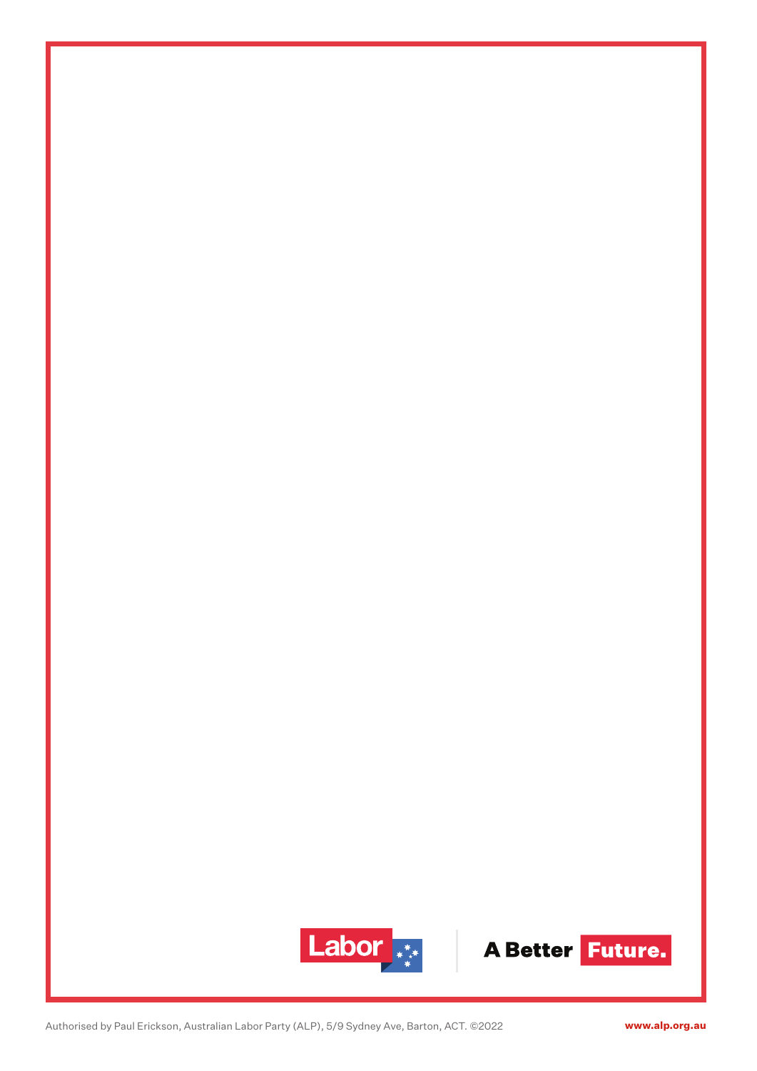Labor

A Better Future.

Authorised by Paul Erickson, Australian Labor Party (ALP), 5/9 Sydney Ave, Barton, ACT. ©2022

**www.alp.org.au**